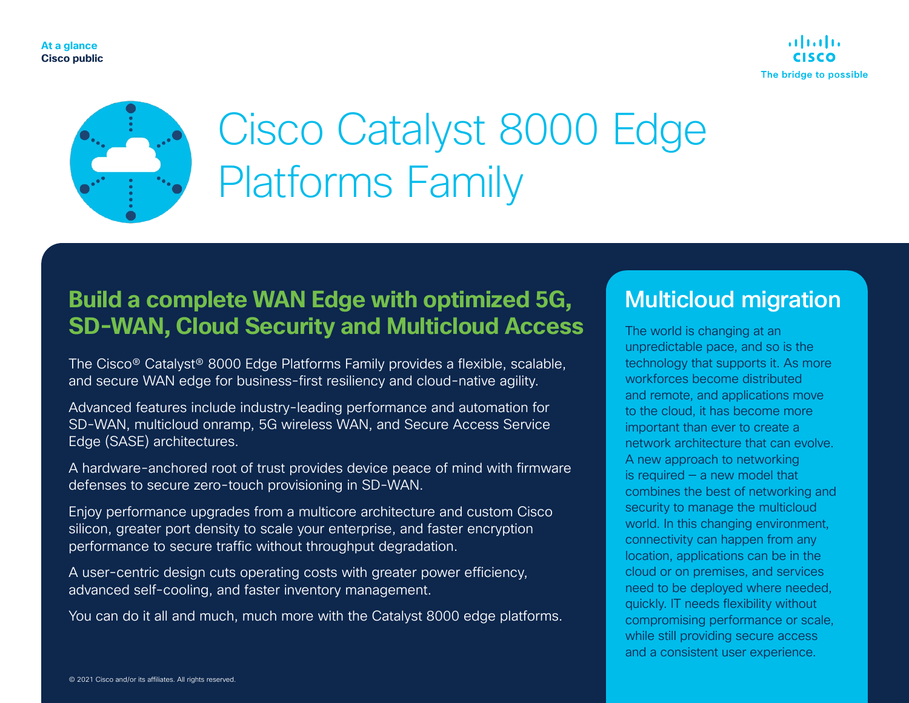At a glance
Cisco public

# Cisco Catalyst 8000 Edge Platforms Family

## Build a complete WAN Edge with optimized 5G, SD-WAN, Cloud Security and Multicloud Access

The Cisco® Catalyst® 8000 Edge Platforms Family provides a flexible, scalable, and secure WAN edge for business-first resiliency and cloud-native agility.

Advanced features include industry-leading performance and automation for SD-WAN, multicloud onramp, 5G wireless WAN, and Secure Access Service Edge (SASE) architectures.

A hardware-anchored root of trust provides device peace of mind with firmware defenses to secure zero-touch provisioning in SD-WAN.

Enjoy performance upgrades from a multicore architecture and custom Cisco silicon, greater port density to scale your enterprise, and faster encryption performance to secure traffic without throughput degradation.

A user-centric design cuts operating costs with greater power efficiency, advanced self-cooling, and faster inventory management.

You can do it all and much, much more with the Catalyst 8000 edge platforms.

## Multicloud migration

The world is changing at an unpredictable pace, and so is the technology that supports it. As more workforces become distributed and remote, and applications move to the cloud, it has become more important than ever to create a network architecture that can evolve. A new approach to networking is required — a new model that combines the best of networking and security to manage the multicloud world. In this changing environment, connectivity can happen from any location, applications can be in the cloud or on premises, and services need to be deployed where needed, quickly. IT needs flexibility without compromising performance or scale, while still providing secure access and a consistent user experience.

© 2021 Cisco and/or its affiliates. All rights reserved.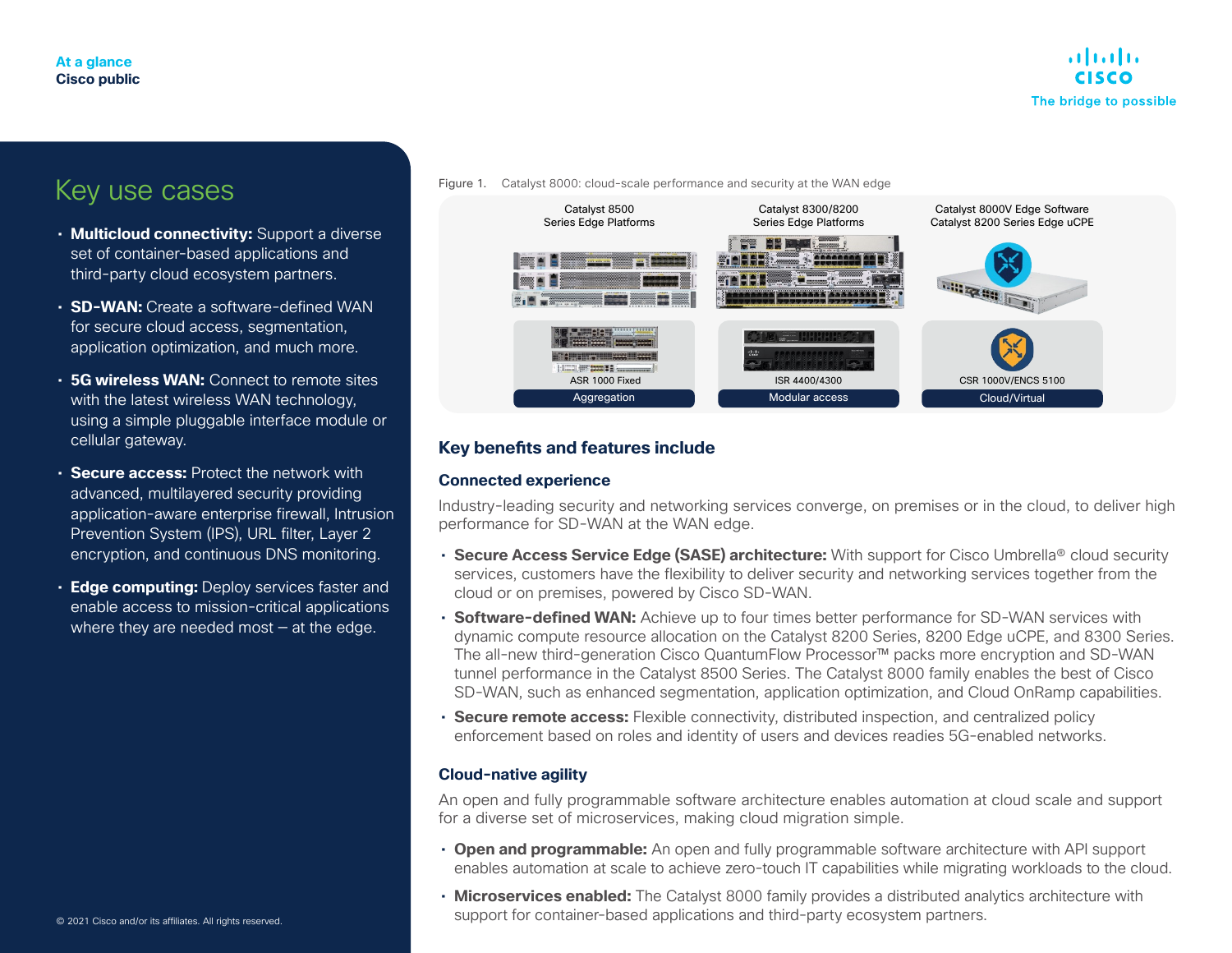## Key use cases

- **Multicloud connectivity:** Support a diverse set of container-based applications and third-party cloud ecosystem partners.
- **SD-WAN:** Create a software-defined WAN for secure cloud access, segmentation, application optimization, and much more.
- **5G wireless WAN:** Connect to remote sites with the latest wireless WAN technology, using a simple pluggable interface module or cellular gateway.
- **Secure access:** Protect the network with advanced, multilayered security providing application-aware enterprise firewall, Intrusion Prevention System (IPS), URL filter, Layer 2 encryption, and continuous DNS monitoring.
- **Edge computing:** Deploy services faster and enable access to mission-critical applications where they are needed most – at the edge.

Figure 1. Catalyst 8000: cloud-scale performance and security at the WAN edge

| Aggregation | Modular access | Cloud/Virtual |
| --- | --- | --- |
| Catalyst 8500 Series Edge Platforms | Catalyst 8300/8200 Series Edge Platforms | Catalyst 8000V Edge Software, Catalyst 8200 Series Edge uCPE |
| ASR 1000 Fixed | ISR 4400/4300 | CSR 1000V/ENCS 5100 |

## Key benefits and features include

### Connected experience

Industry-leading security and networking services converge, on premises or in the cloud, to deliver high performance for SD-WAN at the WAN edge.

- **Secure Access Service Edge (SASE) architecture:** With support for Cisco Umbrella® cloud security services, customers have the flexibility to deliver security and networking services together from the cloud or on premises, powered by Cisco SD-WAN.
- **Software-defined WAN:** Achieve up to four times better performance for SD-WAN services with dynamic compute resource allocation on the Catalyst 8200 Series, 8200 Edge uCPE, and 8300 Series. The all-new third-generation Cisco QuantumFlow Processor™ packs more encryption and SD-WAN tunnel performance in the Catalyst 8500 Series. The Catalyst 8000 family enables the best of Cisco SD-WAN, such as enhanced segmentation, application optimization, and Cloud OnRamp capabilities.
- **Secure remote access:** Flexible connectivity, distributed inspection, and centralized policy enforcement based on roles and identity of users and devices readies 5G-enabled networks.

### Cloud-native agility

An open and fully programmable software architecture enables automation at cloud scale and support for a diverse set of microservices, making cloud migration simple.

- **Open and programmable:** An open and fully programmable software architecture with API support enables automation at scale to achieve zero-touch IT capabilities while migrating workloads to the cloud.
- **Microservices enabled:** The Catalyst 8000 family provides a distributed analytics architecture with support for container-based applications and third-party ecosystem partners.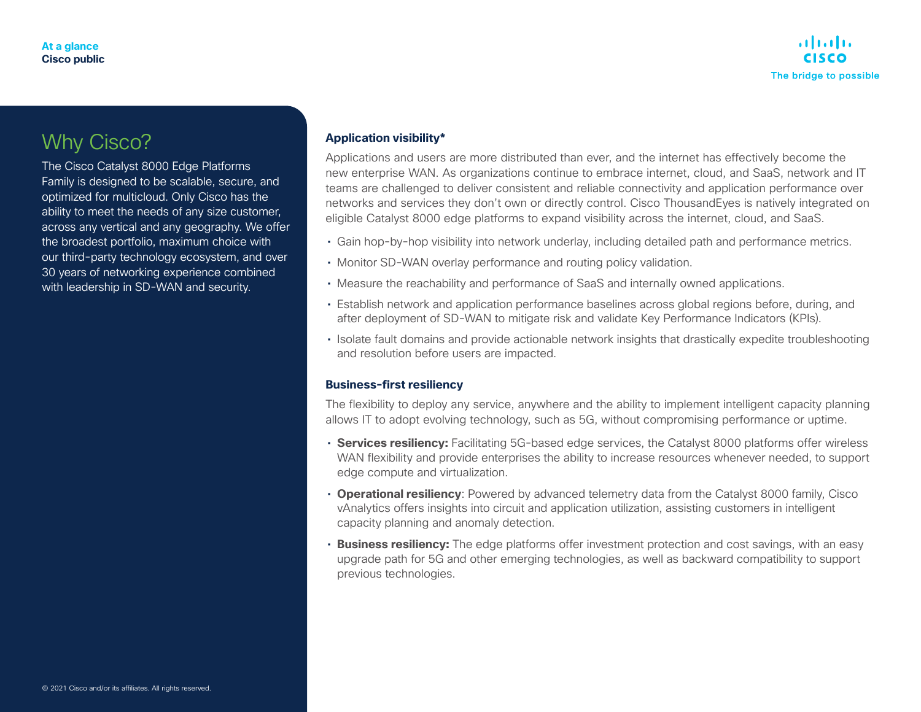## Why Cisco?

The Cisco Catalyst 8000 Edge Platforms Family is designed to be scalable, secure, and optimized for multicloud. Only Cisco has the ability to meet the needs of any size customer, across any vertical and any geography. We offer the broadest portfolio, maximum choice with our third-party technology ecosystem, and over 30 years of networking experience combined with leadership in SD-WAN and security.

### Application visibility*

Applications and users are more distributed than ever, and the internet has effectively become the new enterprise WAN. As organizations continue to embrace internet, cloud, and SaaS, network and IT teams are challenged to deliver consistent and reliable connectivity and application performance over networks and services they don't own or directly control. Cisco ThousandEyes is natively integrated on eligible Catalyst 8000 edge platforms to expand visibility across the internet, cloud, and SaaS.

- Gain hop-by-hop visibility into network underlay, including detailed path and performance metrics.
- Monitor SD-WAN overlay performance and routing policy validation.
- Measure the reachability and performance of SaaS and internally owned applications.
- Establish network and application performance baselines across global regions before, during, and after deployment of SD-WAN to mitigate risk and validate Key Performance Indicators (KPIs).
- Isolate fault domains and provide actionable network insights that drastically expedite troubleshooting and resolution before users are impacted.

### Business-first resiliency

The flexibility to deploy any service, anywhere and the ability to implement intelligent capacity planning allows IT to adopt evolving technology, such as 5G, without compromising performance or uptime.

- **Services resiliency:** Facilitating 5G-based edge services, the Catalyst 8000 platforms offer wireless WAN flexibility and provide enterprises the ability to increase resources whenever needed, to support edge compute and virtualization.
- **Operational resiliency**: Powered by advanced telemetry data from the Catalyst 8000 family, Cisco vAnalytics offers insights into circuit and application utilization, assisting customers in intelligent capacity planning and anomaly detection.
- **Business resiliency:** The edge platforms offer investment protection and cost savings, with an easy upgrade path for 5G and other emerging technologies, as well as backward compatibility to support previous technologies.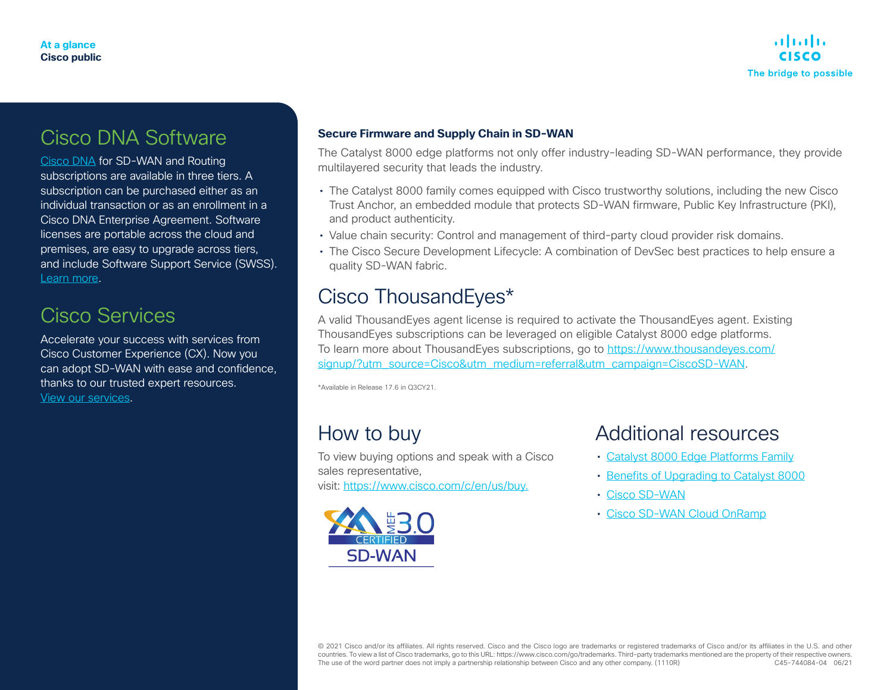## Cisco DNA Software

Cisco DNA for SD-WAN and Routing subscriptions are available in three tiers. A subscription can be purchased either as an individual transaction or as an enrollment in a Cisco DNA Enterprise Agreement. Software licenses are portable across the cloud and premises, are easy to upgrade across tiers, and include Software Support Service (SWSS). Learn more.

## Cisco Services

Accelerate your success with services from Cisco Customer Experience (CX). Now you can adopt SD-WAN with ease and confidence, thanks to our trusted expert resources. View our services.

### Secure Firmware and Supply Chain in SD-WAN

The Catalyst 8000 edge platforms not only offer industry-leading SD-WAN performance, they provide multilayered security that leads the industry.

- The Catalyst 8000 family comes equipped with Cisco trustworthy solutions, including the new Cisco Trust Anchor, an embedded module that protects SD-WAN firmware, Public Key Infrastructure (PKI), and product authenticity.
- Value chain security: Control and management of third-party cloud provider risk domains.
- The Cisco Secure Development Lifecycle: A combination of DevSec best practices to help ensure a quality SD-WAN fabric.

## Cisco ThousandEyes*

A valid ThousandEyes agent license is required to activate the ThousandEyes agent. Existing ThousandEyes subscriptions can be leveraged on eligible Catalyst 8000 edge platforms. To learn more about ThousandEyes subscriptions, go to https://www.thousandeyes.com/signup/?utm_source=Cisco&utm_medium=referral&utm_campaign=CiscoSD-WAN.

*Available in Release 17.6 in Q3CY21.

## How to buy

To view buying options and speak with a Cisco sales representative, visit: https://www.cisco.com/c/en/us/buy.

MEF 3.0 CERTIFIED SD-WAN

## Additional resources

- Catalyst 8000 Edge Platforms Family
- Benefits of Upgrading to Catalyst 8000
- Cisco SD-WAN
- Cisco SD-WAN Cloud OnRamp

© 2021 Cisco and/or its affiliates. All rights reserved. Cisco and the Cisco logo are trademarks or registered trademarks of Cisco and/or its affiliates in the U.S. and other countries. To view a list of Cisco trademarks, go to this URL: https://www.cisco.com/go/trademarks. Third-party trademarks mentioned are the property of their respective owners. The use of the word partner does not imply a partnership relationship between Cisco and any other company. (1110R) C45-744084-04 06/21